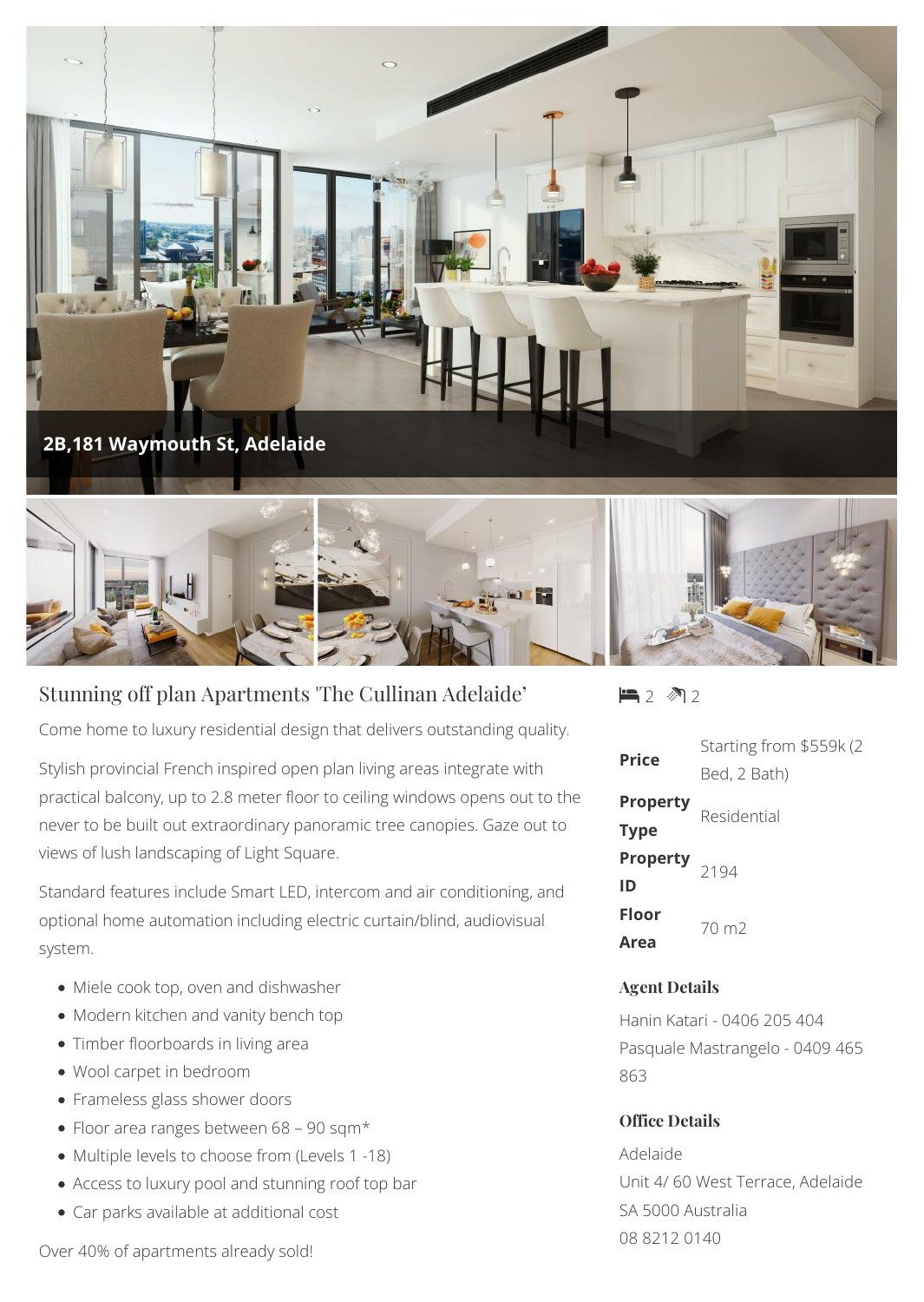**2B,181 Waymouth St, Adelaide**

## Stunning off plan Apartments 'The Cullinan Adelaide'

Come home to luxury residential design that delivers outstanding quality.

Stylish provincial French inspired open plan living areas integrate with practical balcony, up to 2.8 meter floor to ceiling windows opens out to the never to be built out extraordinary panoramic tree canopies. Gaze out to views of lush landscaping of Light Square.

Standard features include Smart LED, intercom and air conditioning, and optional home automation including electric curtain/blind, audiovisual system.

- Miele cook top, oven and dishwasher
- Modern kitchen and vanity bench top
- Timber floorboards in living area
- Wool carpet in bedroom
- Frameless glass shower doors
- Floor area ranges between 68 – 90 sqm*
- Multiple levels to choose from (Levels 1 -18)
- Access to luxury pool and stunning roof top bar
- Car parks available at additional cost

Over 40% of apartments already sold!

2 2

| | |
|---|---|
| **Price** | Starting from $559k (2 Bed, 2 Bath) |
| **Property Type** | Residential |
| **Property ID** | 2194 |
| **Floor Area** | 70 m2 |

### Agent Details

Hanin Katari - 0406 205 404
Pasquale Mastrangelo - 0409 465 863

### Office Details

Adelaide
Unit 4/ 60 West Terrace, Adelaide SA 5000 Australia
08 8212 0140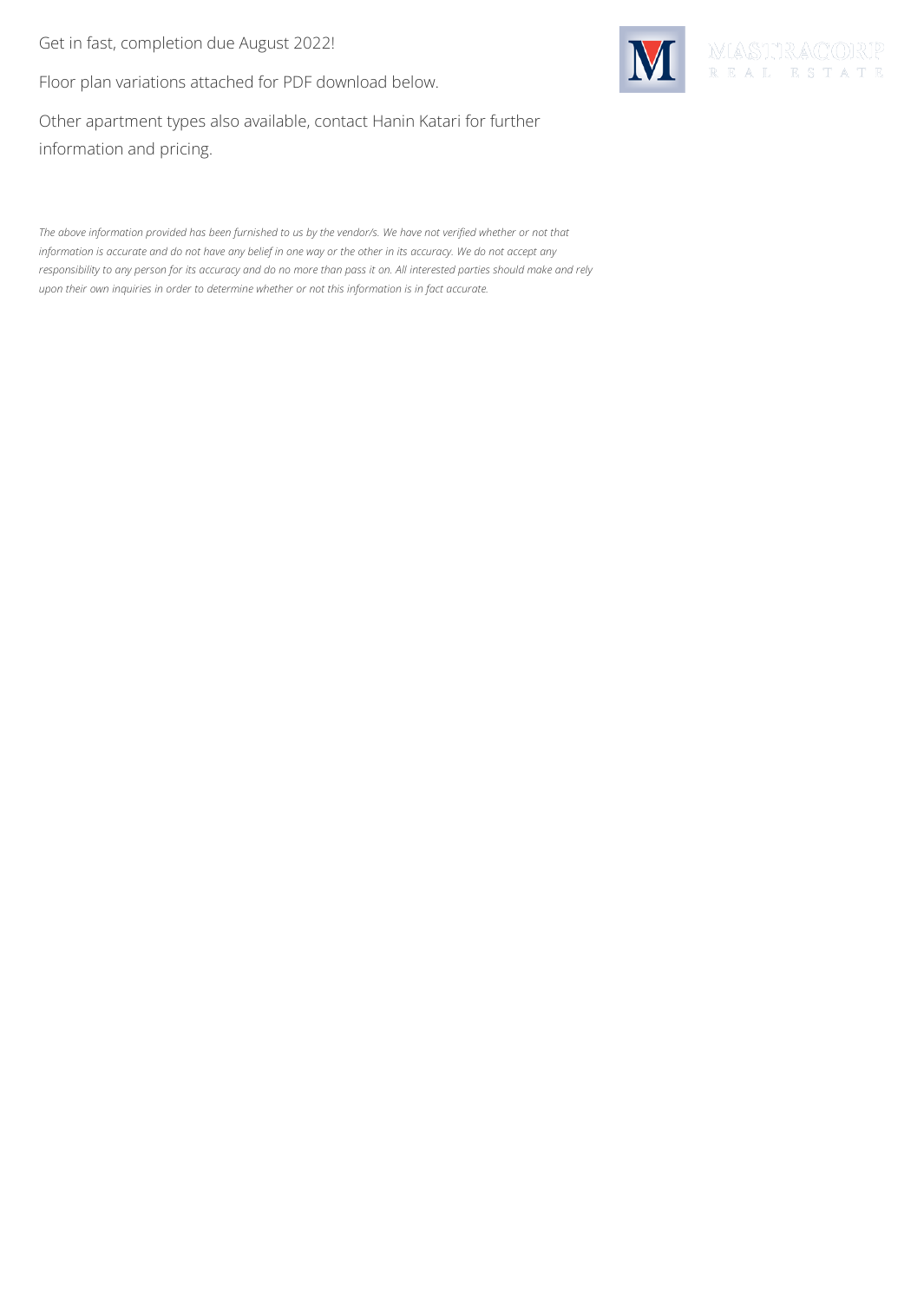Get in fast, completion due August 2022!

Floor plan variations attached for PDF download below.

Other apartment types also available, contact Hanin Katari for further information and pricing.

*The above information provided has been furnished to us by the vendor/s. We have not verified whether or not that information is accurate and do not have any belief in one way or the other in its accuracy. We do not accept any responsibility to any person for its accuracy and do no more than pass it on. All interested parties should make and rely upon their own inquiries in order to determine whether or not this information is in fact accurate.*